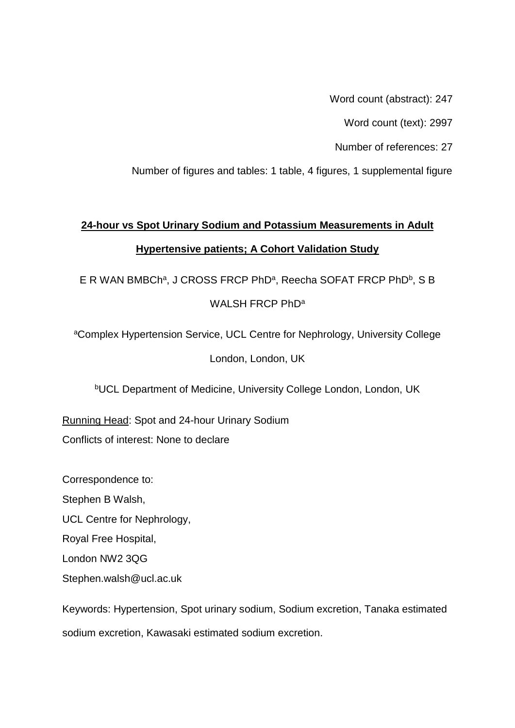Word count (abstract): 247

Word count (text): 2997

Number of references: 27

Number of figures and tables: 1 table, 4 figures, 1 supplemental figure

**24-hour vs Spot Urinary Sodium and Potassium Measurements in Adult Hypertensive patients; A Cohort Validation Study**

E R WAN BMBCh[a], J CROSS FRCP PhD[a], Reecha SOFAT FRCP PhD[b], S B WALSH FRCP PhD[a]

[a]Complex Hypertension Service, UCL Centre for Nephrology, University College London, London, UK

[b]UCL Department of Medicine, University College London, London, UK

Running Head: Spot and 24-hour Urinary Sodium

Conflicts of interest: None to declare

Correspondence to:
Stephen B Walsh,
UCL Centre for Nephrology,
Royal Free Hospital,
London NW2 3QG
Stephen.walsh@ucl.ac.uk

Keywords: Hypertension, Spot urinary sodium, Sodium excretion, Tanaka estimated sodium excretion, Kawasaki estimated sodium excretion.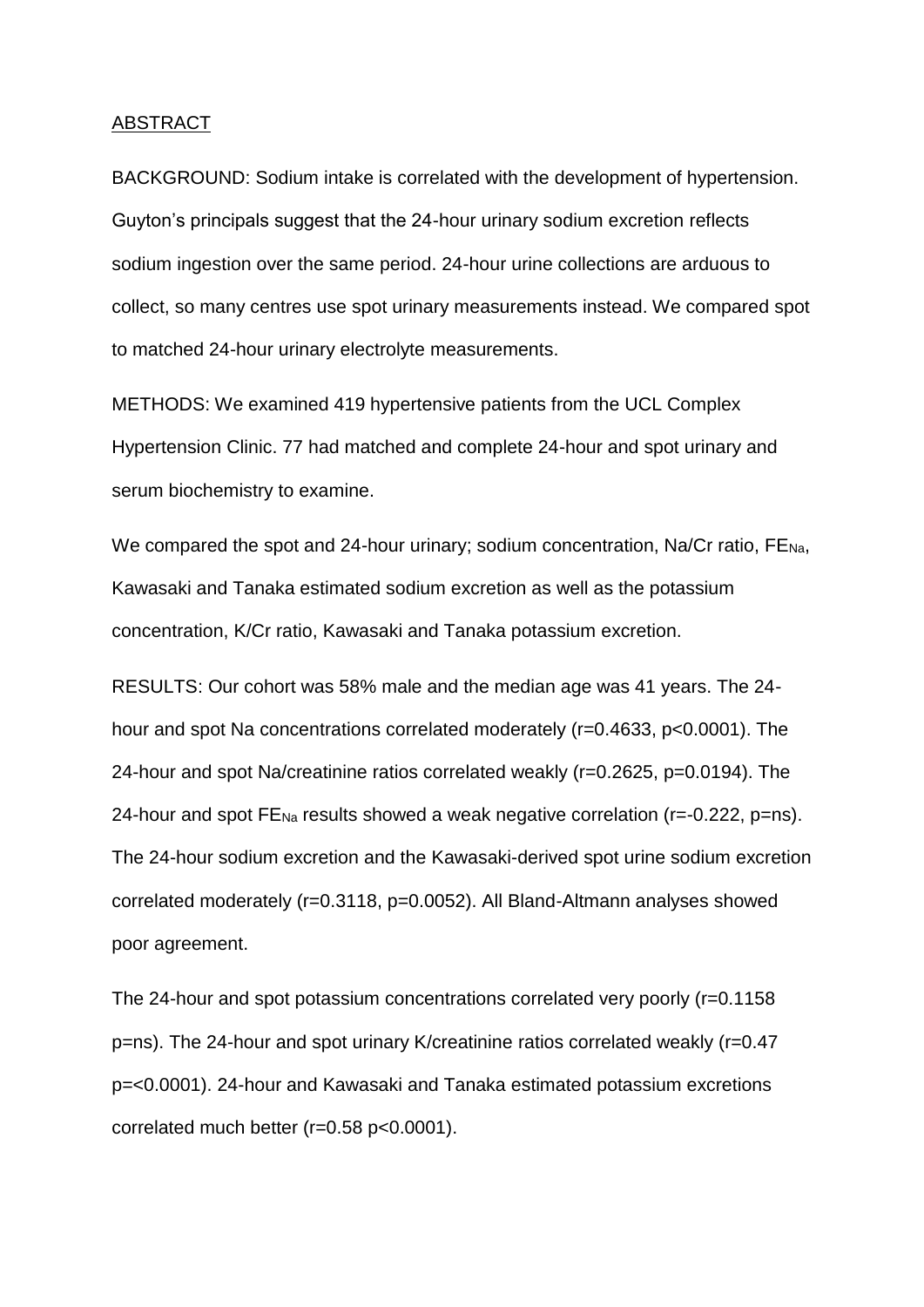## ABSTRACT

BACKGROUND: Sodium intake is correlated with the development of hypertension. Guyton's principals suggest that the 24-hour urinary sodium excretion reflects sodium ingestion over the same period. 24-hour urine collections are arduous to collect, so many centres use spot urinary measurements instead. We compared spot to matched 24-hour urinary electrolyte measurements.

METHODS: We examined 419 hypertensive patients from the UCL Complex Hypertension Clinic. 77 had matched and complete 24-hour and spot urinary and serum biochemistry to examine.

We compared the spot and 24-hour urinary; sodium concentration, Na/Cr ratio, $FE_{Na}$, Kawasaki and Tanaka estimated sodium excretion as well as the potassium concentration, K/Cr ratio, Kawasaki and Tanaka potassium excretion.

RESULTS: Our cohort was 58% male and the median age was 41 years. The 24-hour and spot Na concentrations correlated moderately ($r=0.4633$, $p<0.0001$). The 24-hour and spot Na/creatinine ratios correlated weakly ($r=0.2625$, $p=0.0194$). The 24-hour and spot $FE_{Na}$ results showed a weak negative correlation ($r=-0.222$, p=ns). The 24-hour sodium excretion and the Kawasaki-derived spot urine sodium excretion correlated moderately ($r=0.3118$, $p=0.0052$). All Bland-Altmann analyses showed poor agreement.

The 24-hour and spot potassium concentrations correlated very poorly ($r=0.1158$ p=ns). The 24-hour and spot urinary K/creatinine ratios correlated weakly ($r=0.47$ $p=<0.0001$). 24-hour and Kawasaki and Tanaka estimated potassium excretions correlated much better ($r=0.58$ $p<0.0001$).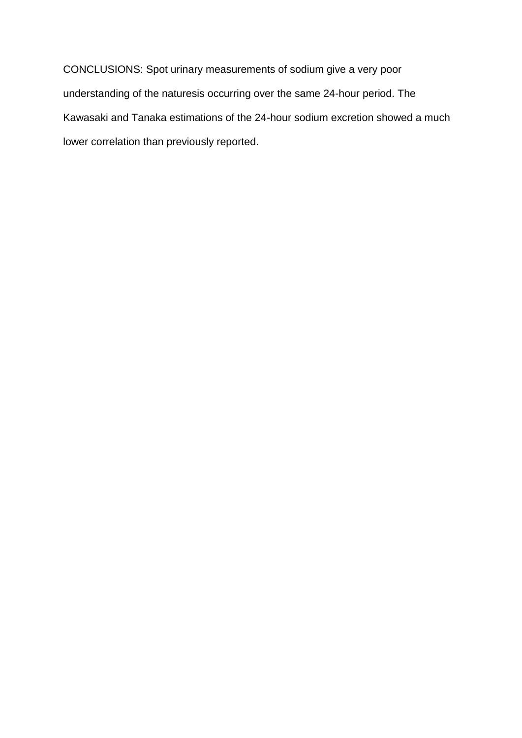CONCLUSIONS: Spot urinary measurements of sodium give a very poor understanding of the naturesis occurring over the same 24-hour period. The Kawasaki and Tanaka estimations of the 24-hour sodium excretion showed a much lower correlation than previously reported.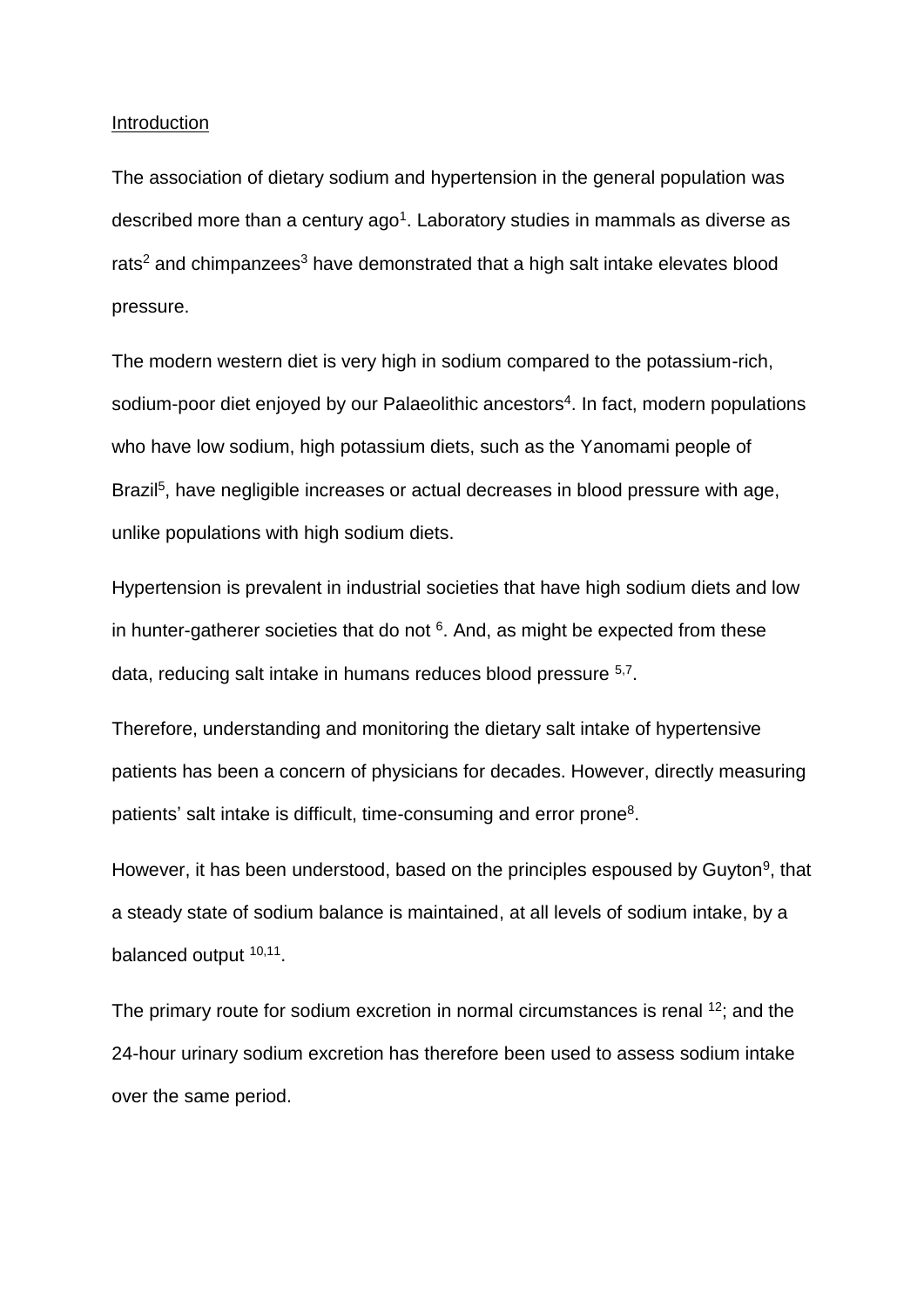## Introduction

The association of dietary sodium and hypertension in the general population was described more than a century ago[1]. Laboratory studies in mammals as diverse as rats[2] and chimpanzees[3] have demonstrated that a high salt intake elevates blood pressure.

The modern western diet is very high in sodium compared to the potassium-rich, sodium-poor diet enjoyed by our Palaeolithic ancestors[4]. In fact, modern populations who have low sodium, high potassium diets, such as the Yanomami people of Brazil[5], have negligible increases or actual decreases in blood pressure with age, unlike populations with high sodium diets.

Hypertension is prevalent in industrial societies that have high sodium diets and low in hunter-gatherer societies that do not [6]. And, as might be expected from these data, reducing salt intake in humans reduces blood pressure [5,7].

Therefore, understanding and monitoring the dietary salt intake of hypertensive patients has been a concern of physicians for decades. However, directly measuring patients' salt intake is difficult, time-consuming and error prone[8].

However, it has been understood, based on the principles espoused by Guyton[9], that a steady state of sodium balance is maintained, at all levels of sodium intake, by a balanced output [10,11].

The primary route for sodium excretion in normal circumstances is renal [12]; and the 24-hour urinary sodium excretion has therefore been used to assess sodium intake over the same period.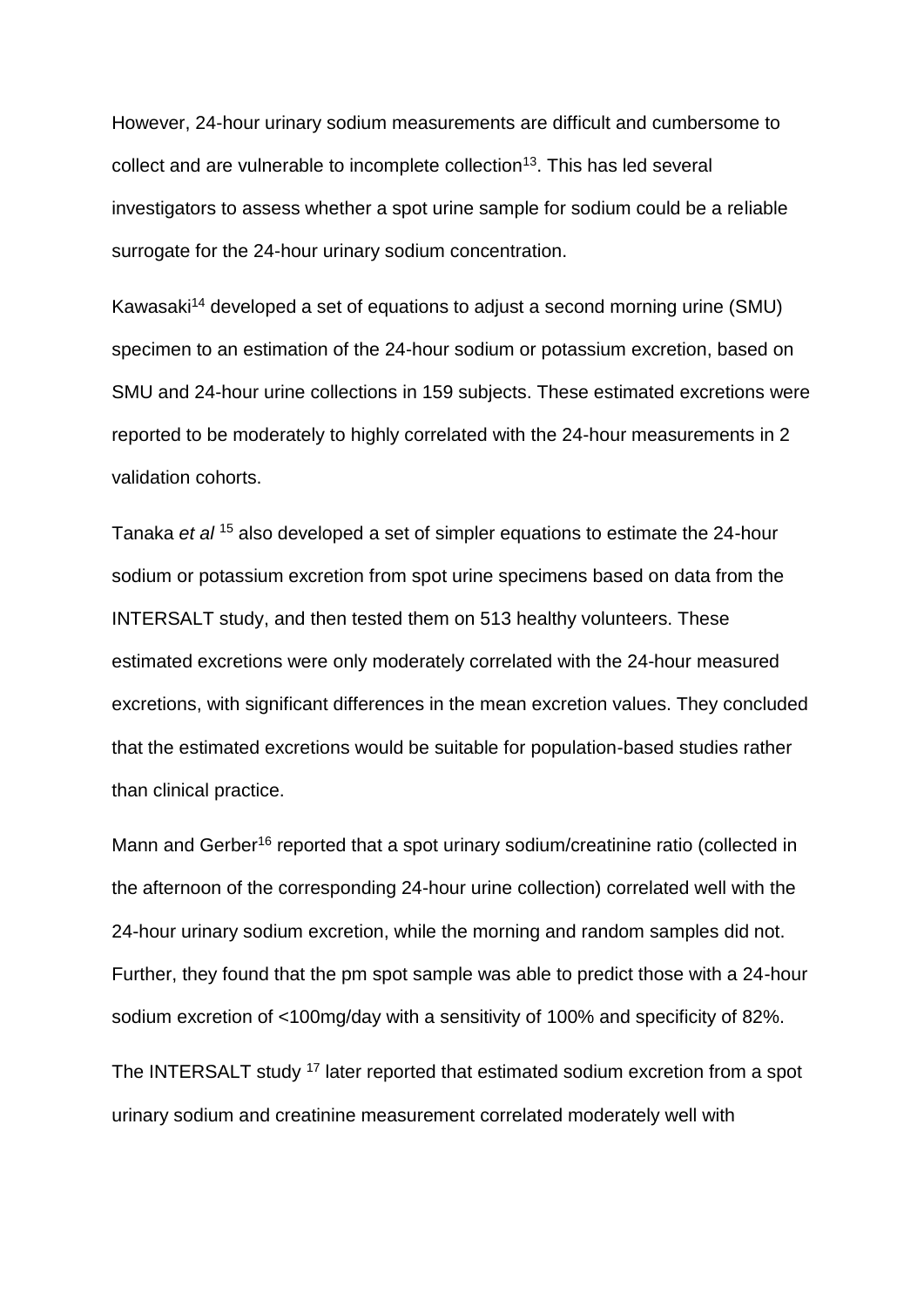However, 24-hour urinary sodium measurements are difficult and cumbersome to collect and are vulnerable to incomplete collection[13]. This has led several investigators to assess whether a spot urine sample for sodium could be a reliable surrogate for the 24-hour urinary sodium concentration.

Kawasaki[14] developed a set of equations to adjust a second morning urine (SMU) specimen to an estimation of the 24-hour sodium or potassium excretion, based on SMU and 24-hour urine collections in 159 subjects. These estimated excretions were reported to be moderately to highly correlated with the 24-hour measurements in 2 validation cohorts.

Tanaka *et al* [15] also developed a set of simpler equations to estimate the 24-hour sodium or potassium excretion from spot urine specimens based on data from the INTERSALT study, and then tested them on 513 healthy volunteers. These estimated excretions were only moderately correlated with the 24-hour measured excretions, with significant differences in the mean excretion values. They concluded that the estimated excretions would be suitable for population-based studies rather than clinical practice.

Mann and Gerber[16] reported that a spot urinary sodium/creatinine ratio (collected in the afternoon of the corresponding 24-hour urine collection) correlated well with the 24-hour urinary sodium excretion, while the morning and random samples did not. Further, they found that the pm spot sample was able to predict those with a 24-hour sodium excretion of <100mg/day with a sensitivity of 100% and specificity of 82%.

The INTERSALT study [17] later reported that estimated sodium excretion from a spot urinary sodium and creatinine measurement correlated moderately well with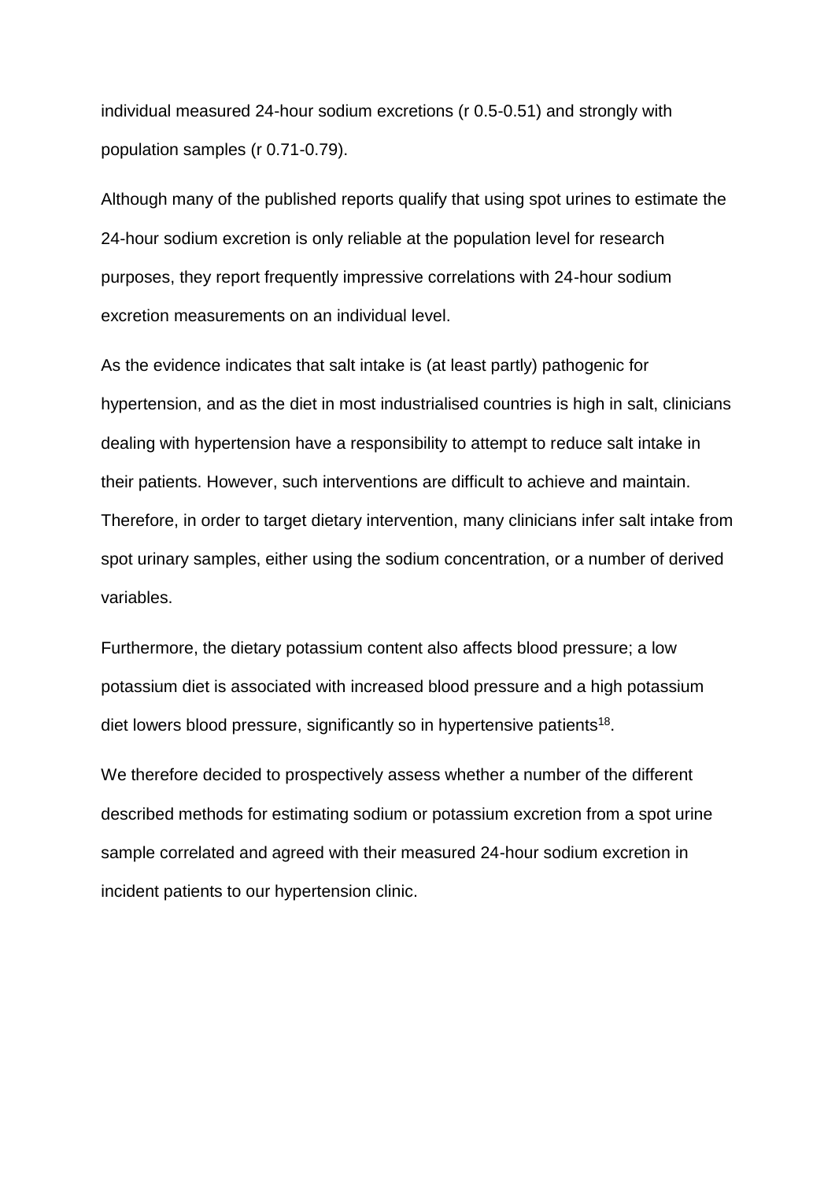individual measured 24-hour sodium excretions (r 0.5-0.51) and strongly with population samples (r 0.71-0.79).

Although many of the published reports qualify that using spot urines to estimate the 24-hour sodium excretion is only reliable at the population level for research purposes, they report frequently impressive correlations with 24-hour sodium excretion measurements on an individual level.

As the evidence indicates that salt intake is (at least partly) pathogenic for hypertension, and as the diet in most industrialised countries is high in salt, clinicians dealing with hypertension have a responsibility to attempt to reduce salt intake in their patients. However, such interventions are difficult to achieve and maintain. Therefore, in order to target dietary intervention, many clinicians infer salt intake from spot urinary samples, either using the sodium concentration, or a number of derived variables.

Furthermore, the dietary potassium content also affects blood pressure; a low potassium diet is associated with increased blood pressure and a high potassium diet lowers blood pressure, significantly so in hypertensive patients[18].

We therefore decided to prospectively assess whether a number of the different described methods for estimating sodium or potassium excretion from a spot urine sample correlated and agreed with their measured 24-hour sodium excretion in incident patients to our hypertension clinic.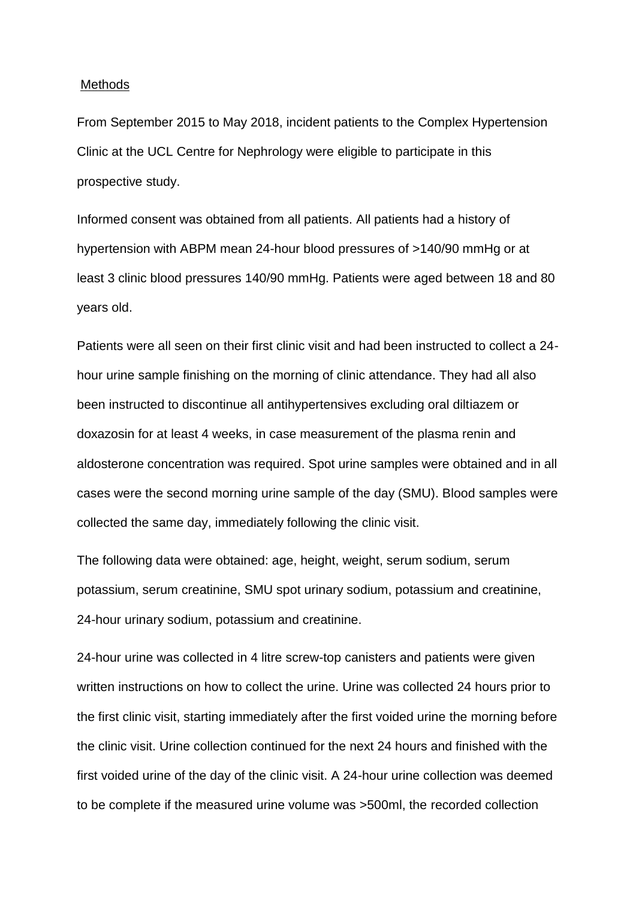## Methods

From September 2015 to May 2018, incident patients to the Complex Hypertension Clinic at the UCL Centre for Nephrology were eligible to participate in this prospective study.

Informed consent was obtained from all patients. All patients had a history of hypertension with ABPM mean 24-hour blood pressures of >140/90 mmHg or at least 3 clinic blood pressures 140/90 mmHg. Patients were aged between 18 and 80 years old.

Patients were all seen on their first clinic visit and had been instructed to collect a 24-hour urine sample finishing on the morning of clinic attendance. They had all also been instructed to discontinue all antihypertensives excluding oral diltiazem or doxazosin for at least 4 weeks, in case measurement of the plasma renin and aldosterone concentration was required. Spot urine samples were obtained and in all cases were the second morning urine sample of the day (SMU). Blood samples were collected the same day, immediately following the clinic visit.

The following data were obtained: age, height, weight, serum sodium, serum potassium, serum creatinine, SMU spot urinary sodium, potassium and creatinine, 24-hour urinary sodium, potassium and creatinine.

24-hour urine was collected in 4 litre screw-top canisters and patients were given written instructions on how to collect the urine. Urine was collected 24 hours prior to the first clinic visit, starting immediately after the first voided urine the morning before the clinic visit. Urine collection continued for the next 24 hours and finished with the first voided urine of the day of the clinic visit. A 24-hour urine collection was deemed to be complete if the measured urine volume was >500ml, the recorded collection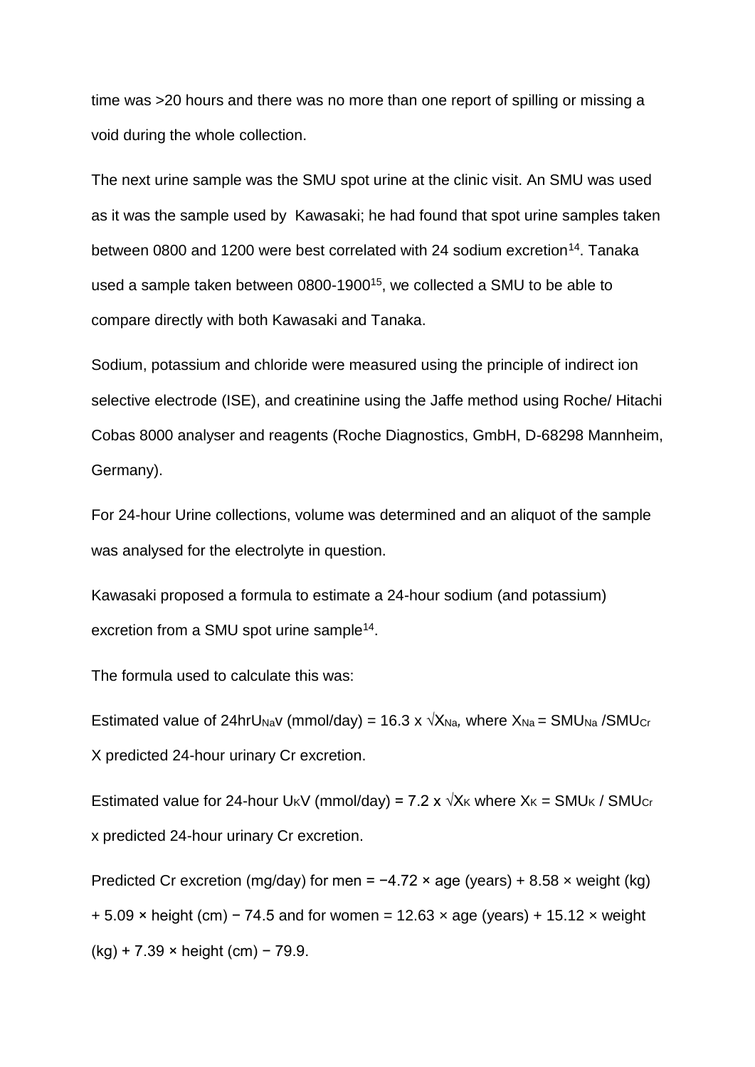time was >20 hours and there was no more than one report of spilling or missing a void during the whole collection.

The next urine sample was the SMU spot urine at the clinic visit. An SMU was used as it was the sample used by Kawasaki; he had found that spot urine samples taken between 0800 and 1200 were best correlated with 24 sodium excretion[14]. Tanaka used a sample taken between 0800-1900[15], we collected a SMU to be able to compare directly with both Kawasaki and Tanaka.

Sodium, potassium and chloride were measured using the principle of indirect ion selective electrode (ISE), and creatinine using the Jaffe method using Roche/ Hitachi Cobas 8000 analyser and reagents (Roche Diagnostics, GmbH, D-68298 Mannheim, Germany).

For 24-hour Urine collections, volume was determined and an aliquot of the sample was analysed for the electrolyte in question.

Kawasaki proposed a formula to estimate a 24-hour sodium (and potassium) excretion from a SMU spot urine sample[14].

The formula used to calculate this was:

Estimated value of $24hrU_{Na}v$ (mmol/day) = $16.3 \times \sqrt{X_{Na}}$, where $X_{Na} = SMU_{Na} / SMU_{Cr}$ X predicted 24-hour urinary Cr excretion.

Estimated value for 24-hour $U_K V$ (mmol/day) = $7.2 \times \sqrt{X_K}$ where $X_K = SMU_K / SMU_{Cr}$ x predicted 24-hour urinary Cr excretion.

Predicted Cr excretion (mg/day) for men = $-4.72 \times$ age (years) + $8.58 \times$ weight (kg) + $5.09 \times$ height (cm) $- 74.5$ and for women = $12.63 \times$ age (years) + $15.12 \times$ weight (kg) + $7.39 \times$ height (cm) $- 79.9$.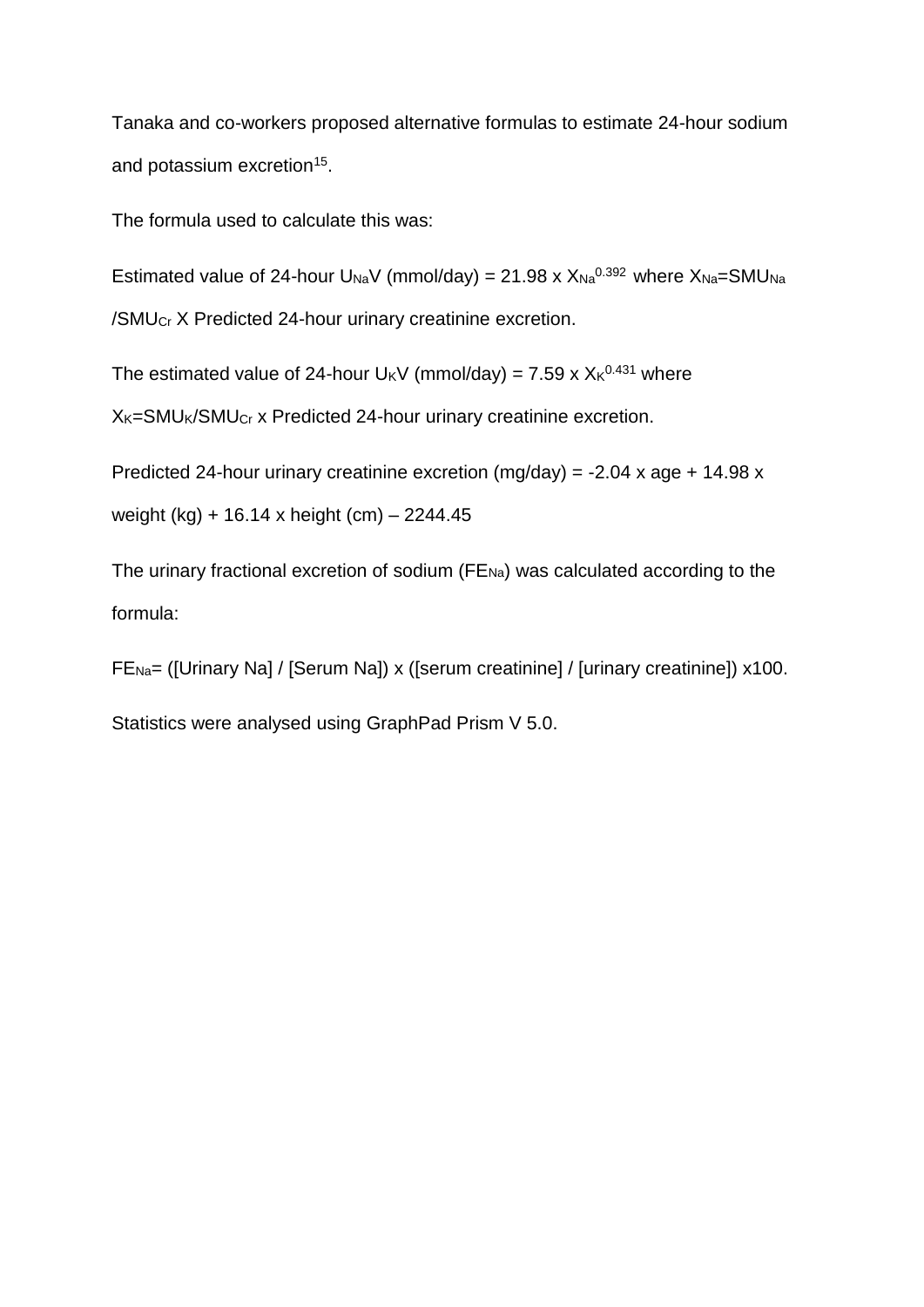Tanaka and co-workers proposed alternative formulas to estimate 24-hour sodium and potassium excretion[15].

The formula used to calculate this was:

Estimated value of 24-hour $U_{Na}V$ (mmol/day) = 21.98 x $X_{Na}^{0.392}$ where $X_{Na}$=$SMU_{Na}$ /$SMU_{Cr}$ X Predicted 24-hour urinary creatinine excretion.

The estimated value of 24-hour $U_{K}V$ (mmol/day) = 7.59 x $X_{K}^{0.431}$ where $X_{K}$=$SMU_{K}$/$SMU_{Cr}$ x Predicted 24-hour urinary creatinine excretion.

Predicted 24-hour urinary creatinine excretion (mg/day) = -2.04 x age + 14.98 x weight (kg) + 16.14 x height (cm) – 2244.45

The urinary fractional excretion of sodium ($FE_{Na}$) was calculated according to the formula:

$FE_{Na}$= ([Urinary Na] / [Serum Na]) x ([serum creatinine] / [urinary creatinine]) x100.

Statistics were analysed using GraphPad Prism V 5.0.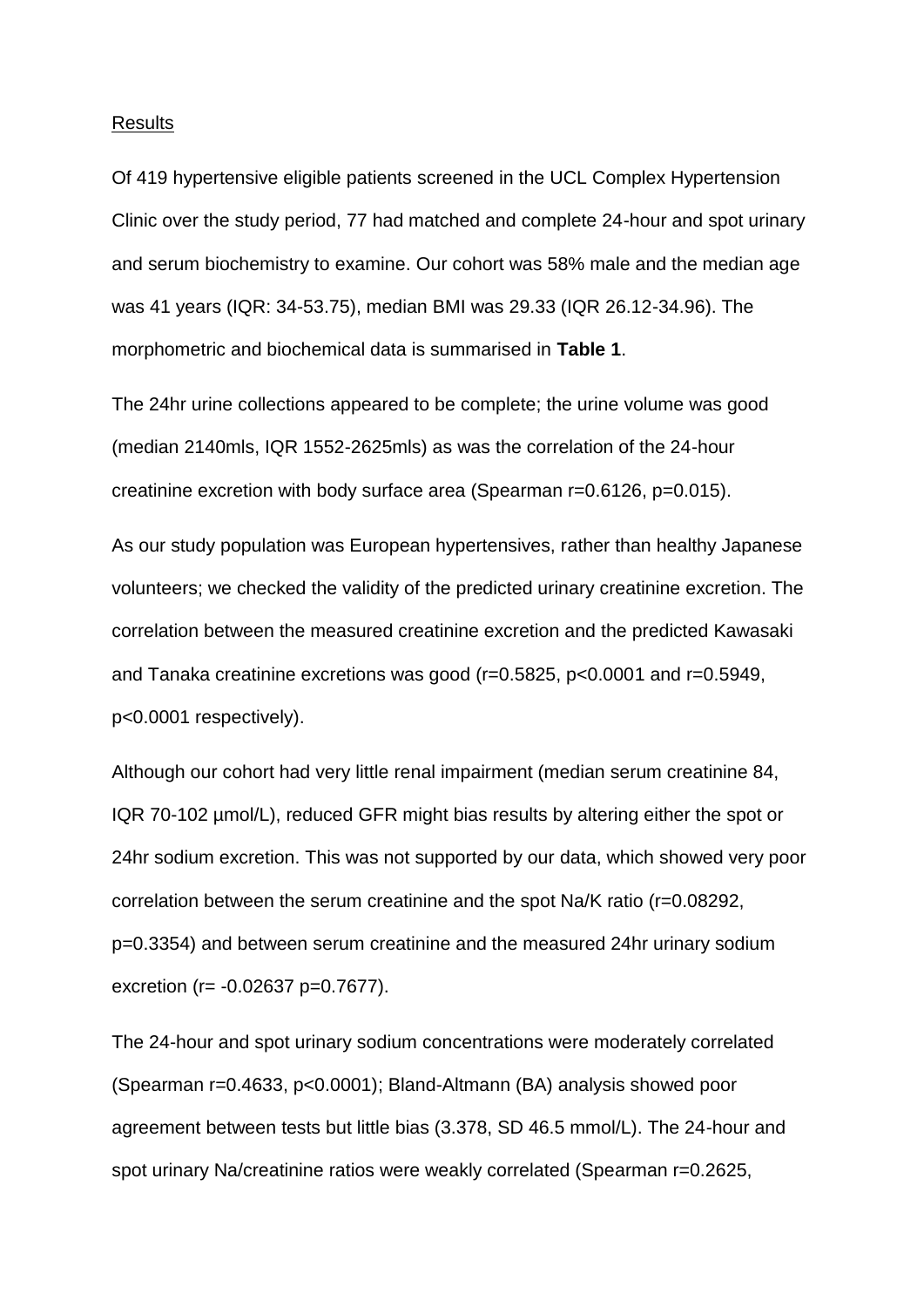Results

Of 419 hypertensive eligible patients screened in the UCL Complex Hypertension Clinic over the study period, 77 had matched and complete 24-hour and spot urinary and serum biochemistry to examine. Our cohort was 58% male and the median age was 41 years (IQR: 34-53.75), median BMI was 29.33 (IQR 26.12-34.96). The morphometric and biochemical data is summarised in **Table 1**.

The 24hr urine collections appeared to be complete; the urine volume was good (median 2140mls, IQR 1552-2625mls) as was the correlation of the 24-hour creatinine excretion with body surface area (Spearman r=0.6126, p=0.015).

As our study population was European hypertensives, rather than healthy Japanese volunteers; we checked the validity of the predicted urinary creatinine excretion. The correlation between the measured creatinine excretion and the predicted Kawasaki and Tanaka creatinine excretions was good (r=0.5825, p<0.0001 and r=0.5949, p<0.0001 respectively).

Although our cohort had very little renal impairment (median serum creatinine 84, IQR 70-102 µmol/L), reduced GFR might bias results by altering either the spot or 24hr sodium excretion. This was not supported by our data, which showed very poor correlation between the serum creatinine and the spot Na/K ratio (r=0.08292, p=0.3354) and between serum creatinine and the measured 24hr urinary sodium excretion (r= -0.02637 p=0.7677).

The 24-hour and spot urinary sodium concentrations were moderately correlated (Spearman r=0.4633, p<0.0001); Bland-Altmann (BA) analysis showed poor agreement between tests but little bias (3.378, SD 46.5 mmol/L). The 24-hour and spot urinary Na/creatinine ratios were weakly correlated (Spearman r=0.2625,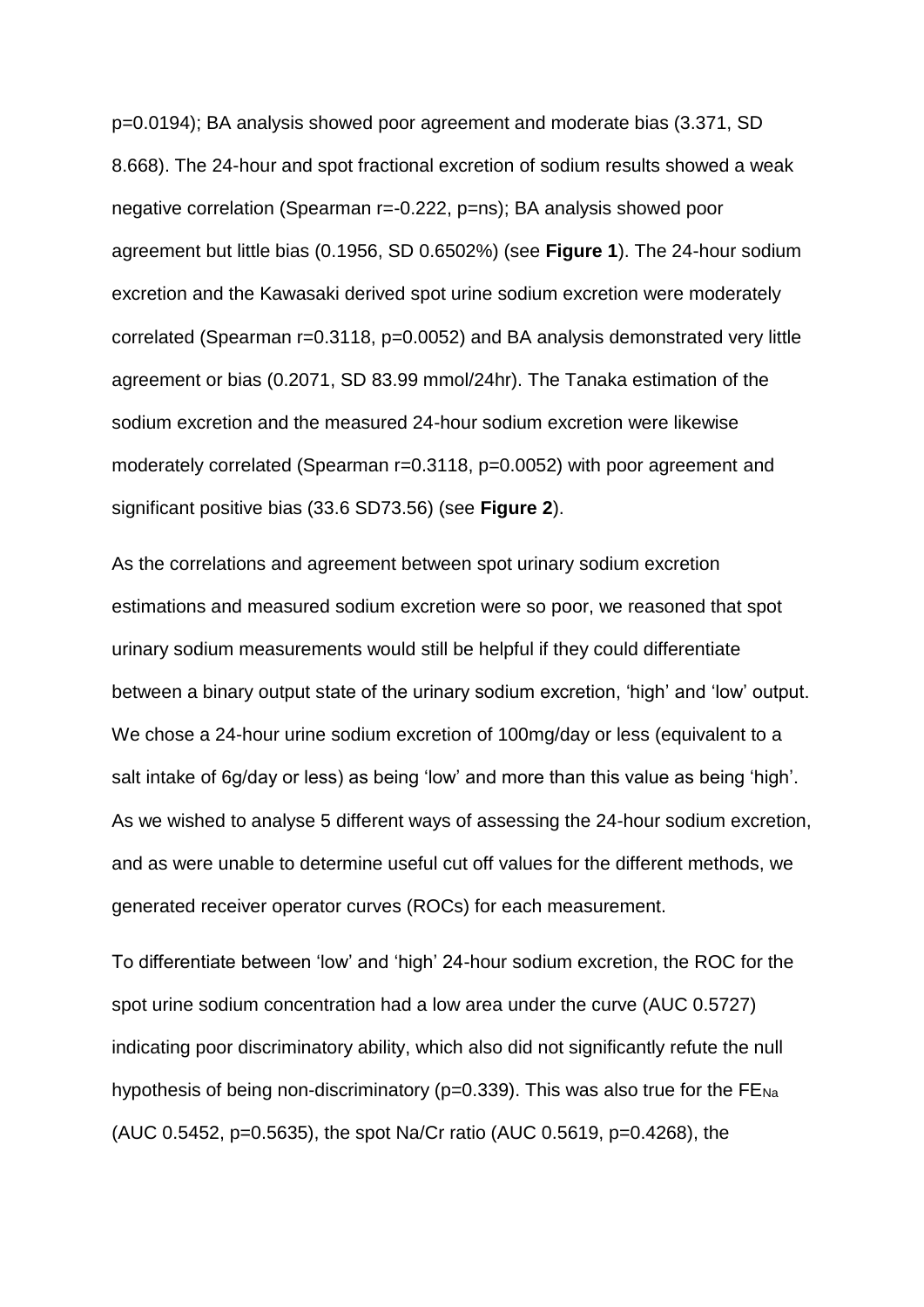p=0.0194); BA analysis showed poor agreement and moderate bias (3.371, SD 8.668). The 24-hour and spot fractional excretion of sodium results showed a weak negative correlation (Spearman r=-0.222, p=ns); BA analysis showed poor agreement but little bias (0.1956, SD 0.6502%) (see **Figure 1**). The 24-hour sodium excretion and the Kawasaki derived spot urine sodium excretion were moderately correlated (Spearman r=0.3118, p=0.0052) and BA analysis demonstrated very little agreement or bias (0.2071, SD 83.99 mmol/24hr). The Tanaka estimation of the sodium excretion and the measured 24-hour sodium excretion were likewise moderately correlated (Spearman r=0.3118, p=0.0052) with poor agreement and significant positive bias (33.6 SD73.56) (see **Figure 2**).

As the correlations and agreement between spot urinary sodium excretion estimations and measured sodium excretion were so poor, we reasoned that spot urinary sodium measurements would still be helpful if they could differentiate between a binary output state of the urinary sodium excretion, 'high' and 'low' output. We chose a 24-hour urine sodium excretion of 100mg/day or less (equivalent to a salt intake of 6g/day or less) as being 'low' and more than this value as being 'high'. As we wished to analyse 5 different ways of assessing the 24-hour sodium excretion, and as were unable to determine useful cut off values for the different methods, we generated receiver operator curves (ROCs) for each measurement.

To differentiate between 'low' and 'high' 24-hour sodium excretion, the ROC for the spot urine sodium concentration had a low area under the curve (AUC 0.5727) indicating poor discriminatory ability, which also did not significantly refute the null hypothesis of being non-discriminatory (p=0.339). This was also true for the $FE_{Na}$ (AUC 0.5452, p=0.5635), the spot Na/Cr ratio (AUC 0.5619, p=0.4268), the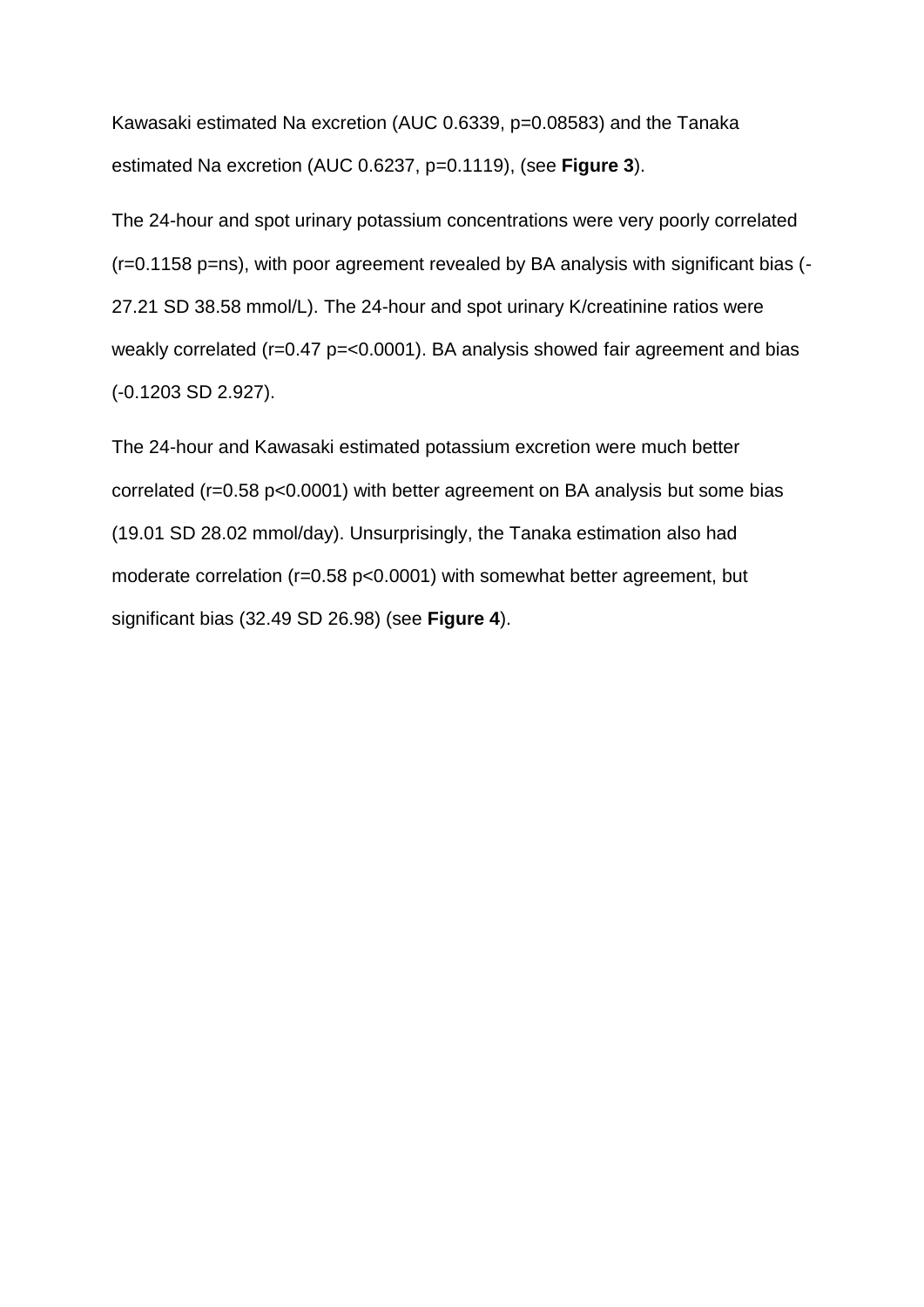Kawasaki estimated Na excretion (AUC 0.6339, $p=0.08583$) and the Tanaka estimated Na excretion (AUC 0.6237, $p=0.1119$), (see **Figure 3**).

The 24-hour and spot urinary potassium concentrations were very poorly correlated ($r=0.1158$ p=ns), with poor agreement revealed by BA analysis with significant bias (-27.21 SD 38.58 mmol/L). The 24-hour and spot urinary K/creatinine ratios were weakly correlated ($r=0.47$ p=<0.0001). BA analysis showed fair agreement and bias (-0.1203 SD 2.927).

The 24-hour and Kawasaki estimated potassium excretion were much better correlated ($r=0.58$ $p<0.0001$) with better agreement on BA analysis but some bias (19.01 SD 28.02 mmol/day). Unsurprisingly, the Tanaka estimation also had moderate correlation ($r=0.58$ $p<0.0001$) with somewhat better agreement, but significant bias (32.49 SD 26.98) (see **Figure 4**).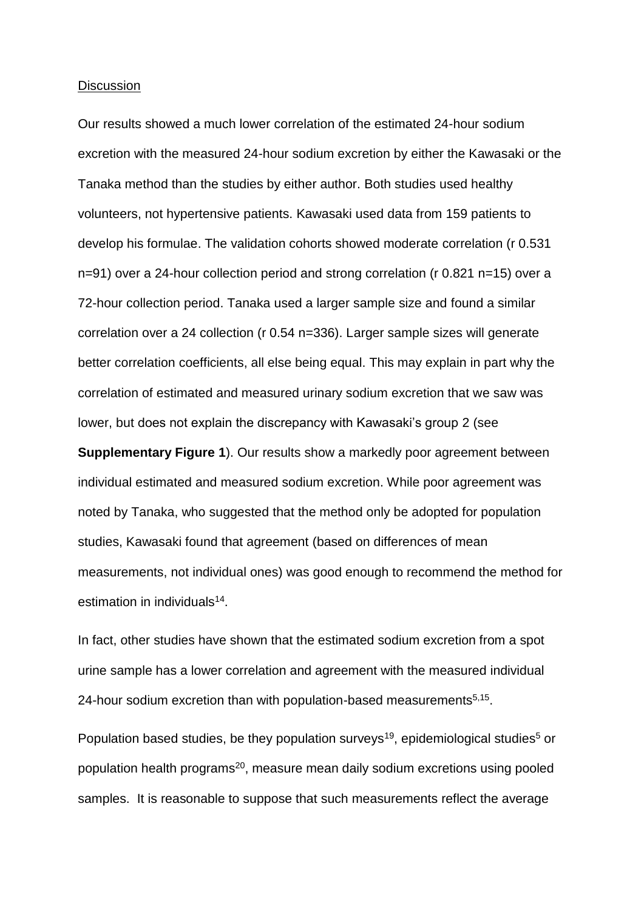Discussion

Our results showed a much lower correlation of the estimated 24-hour sodium excretion with the measured 24-hour sodium excretion by either the Kawasaki or the Tanaka method than the studies by either author. Both studies used healthy volunteers, not hypertensive patients. Kawasaki used data from 159 patients to develop his formulae. The validation cohorts showed moderate correlation (r 0.531 n=91) over a 24-hour collection period and strong correlation (r 0.821 n=15) over a 72-hour collection period. Tanaka used a larger sample size and found a similar correlation over a 24 collection (r 0.54 n=336). Larger sample sizes will generate better correlation coefficients, all else being equal. This may explain in part why the correlation of estimated and measured urinary sodium excretion that we saw was lower, but does not explain the discrepancy with Kawasaki's group 2 (see **Supplementary Figure 1**). Our results show a markedly poor agreement between individual estimated and measured sodium excretion. While poor agreement was noted by Tanaka, who suggested that the method only be adopted for population studies, Kawasaki found that agreement (based on differences of mean measurements, not individual ones) was good enough to recommend the method for estimation in individuals[14].

In fact, other studies have shown that the estimated sodium excretion from a spot urine sample has a lower correlation and agreement with the measured individual 24-hour sodium excretion than with population-based measurements[5,15].

Population based studies, be they population surveys[19], epidemiological studies[5] or population health programs[20], measure mean daily sodium excretions using pooled samples. It is reasonable to suppose that such measurements reflect the average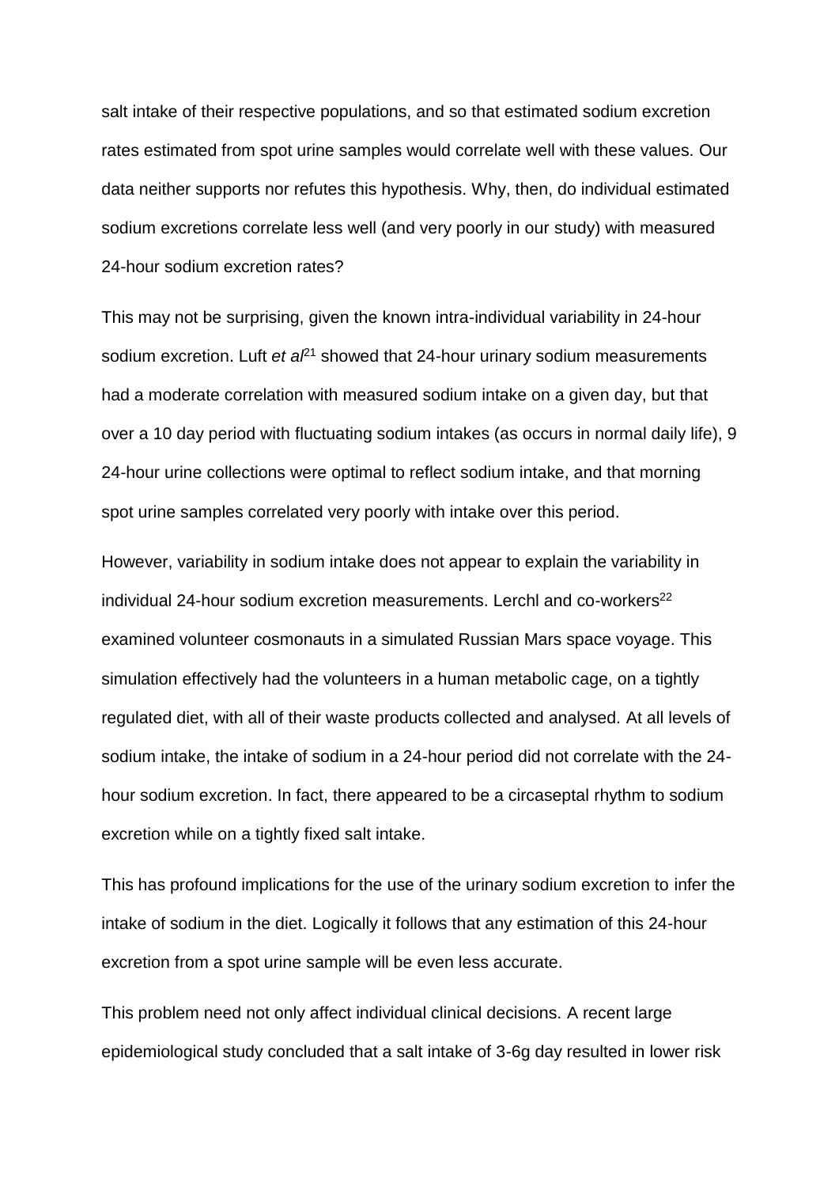salt intake of their respective populations, and so that estimated sodium excretion rates estimated from spot urine samples would correlate well with these values. Our data neither supports nor refutes this hypothesis. Why, then, do individual estimated sodium excretions correlate less well (and very poorly in our study) with measured 24-hour sodium excretion rates?

This may not be surprising, given the known intra-individual variability in 24-hour sodium excretion. Luft *et al*[21] showed that 24-hour urinary sodium measurements had a moderate correlation with measured sodium intake on a given day, but that over a 10 day period with fluctuating sodium intakes (as occurs in normal daily life), 9 24-hour urine collections were optimal to reflect sodium intake, and that morning spot urine samples correlated very poorly with intake over this period.

However, variability in sodium intake does not appear to explain the variability in individual 24-hour sodium excretion measurements. Lerchl and co-workers[22] examined volunteer cosmonauts in a simulated Russian Mars space voyage. This simulation effectively had the volunteers in a human metabolic cage, on a tightly regulated diet, with all of their waste products collected and analysed. At all levels of sodium intake, the intake of sodium in a 24-hour period did not correlate with the 24-hour sodium excretion. In fact, there appeared to be a circaseptal rhythm to sodium excretion while on a tightly fixed salt intake.

This has profound implications for the use of the urinary sodium excretion to infer the intake of sodium in the diet. Logically it follows that any estimation of this 24-hour excretion from a spot urine sample will be even less accurate.

This problem need not only affect individual clinical decisions. A recent large epidemiological study concluded that a salt intake of 3-6g day resulted in lower risk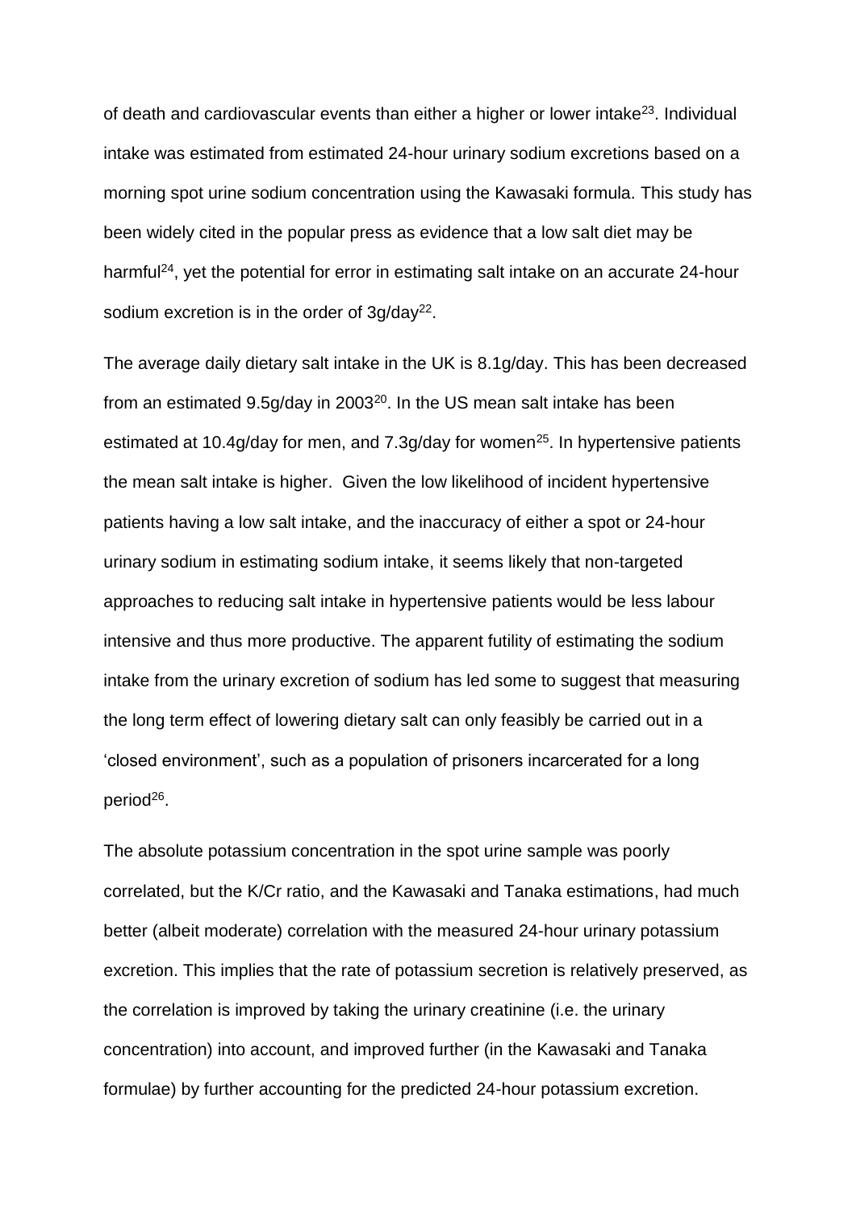of death and cardiovascular events than either a higher or lower intake[23]. Individual intake was estimated from estimated 24-hour urinary sodium excretions based on a morning spot urine sodium concentration using the Kawasaki formula. This study has been widely cited in the popular press as evidence that a low salt diet may be harmful[24], yet the potential for error in estimating salt intake on an accurate 24-hour sodium excretion is in the order of 3g/day[22].

The average daily dietary salt intake in the UK is 8.1g/day. This has been decreased from an estimated 9.5g/day in 2003[20]. In the US mean salt intake has been estimated at 10.4g/day for men, and 7.3g/day for women[25]. In hypertensive patients the mean salt intake is higher. Given the low likelihood of incident hypertensive patients having a low salt intake, and the inaccuracy of either a spot or 24-hour urinary sodium in estimating sodium intake, it seems likely that non-targeted approaches to reducing salt intake in hypertensive patients would be less labour intensive and thus more productive. The apparent futility of estimating the sodium intake from the urinary excretion of sodium has led some to suggest that measuring the long term effect of lowering dietary salt can only feasibly be carried out in a 'closed environment', such as a population of prisoners incarcerated for a long period[26].

The absolute potassium concentration in the spot urine sample was poorly correlated, but the K/Cr ratio, and the Kawasaki and Tanaka estimations, had much better (albeit moderate) correlation with the measured 24-hour urinary potassium excretion. This implies that the rate of potassium secretion is relatively preserved, as the correlation is improved by taking the urinary creatinine (i.e. the urinary concentration) into account, and improved further (in the Kawasaki and Tanaka formulae) by further accounting for the predicted 24-hour potassium excretion.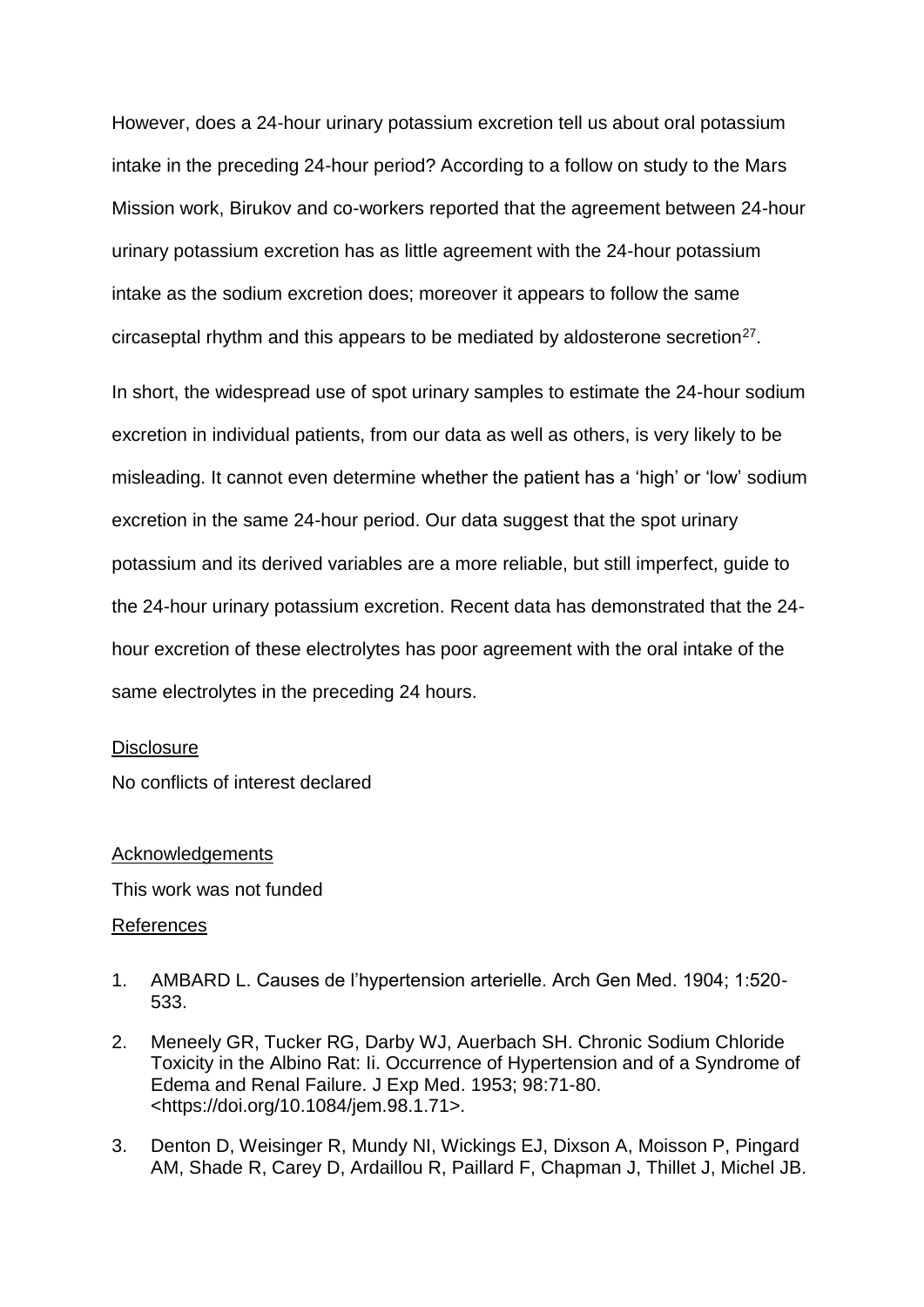However, does a 24-hour urinary potassium excretion tell us about oral potassium intake in the preceding 24-hour period? According to a follow on study to the Mars Mission work, Birukov and co-workers reported that the agreement between 24-hour urinary potassium excretion has as little agreement with the 24-hour potassium intake as the sodium excretion does; moreover it appears to follow the same circaseptal rhythm and this appears to be mediated by aldosterone secretion[27].

In short, the widespread use of spot urinary samples to estimate the 24-hour sodium excretion in individual patients, from our data as well as others, is very likely to be misleading. It cannot even determine whether the patient has a 'high' or 'low' sodium excretion in the same 24-hour period. Our data suggest that the spot urinary potassium and its derived variables are a more reliable, but still imperfect, guide to the 24-hour urinary potassium excretion. Recent data has demonstrated that the 24-hour excretion of these electrolytes has poor agreement with the oral intake of the same electrolytes in the preceding 24 hours.

## Disclosure

No conflicts of interest declared

## Acknowledgements

This work was not funded

## References

1. AMBARD L. Causes de l'hypertension arterielle. Arch Gen Med. 1904; 1:520-533.
2. Meneely GR, Tucker RG, Darby WJ, Auerbach SH. Chronic Sodium Chloride Toxicity in the Albino Rat: Ii. Occurrence of Hypertension and of a Syndrome of Edema and Renal Failure. J Exp Med. 1953; 98:71-80. <https://doi.org/10.1084/jem.98.1.71>.
3. Denton D, Weisinger R, Mundy NI, Wickings EJ, Dixson A, Moisson P, Pingard AM, Shade R, Carey D, Ardaillou R, Paillard F, Chapman J, Thillet J, Michel JB.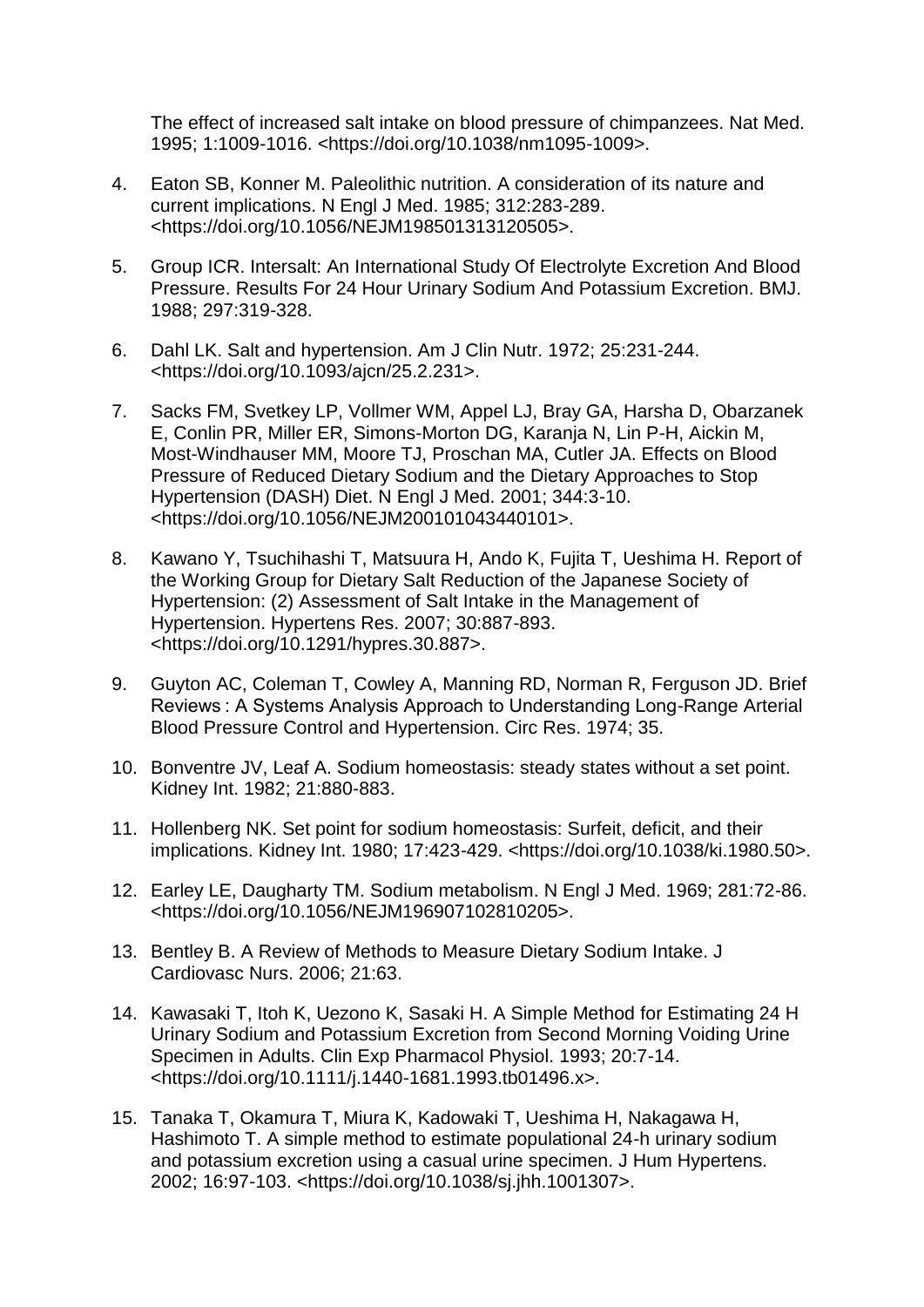The effect of increased salt intake on blood pressure of chimpanzees. Nat Med. 1995; 1:1009-1016. <https://doi.org/10.1038/nm1095-1009>.

4. Eaton SB, Konner M. Paleolithic nutrition. A consideration of its nature and current implications. N Engl J Med. 1985; 312:283-289. <https://doi.org/10.1056/NEJM198501313120505>.

5. Group ICR. Intersalt: An International Study Of Electrolyte Excretion And Blood Pressure. Results For 24 Hour Urinary Sodium And Potassium Excretion. BMJ. 1988; 297:319-328.

6. Dahl LK. Salt and hypertension. Am J Clin Nutr. 1972; 25:231-244. <https://doi.org/10.1093/ajcn/25.2.231>.

7. Sacks FM, Svetkey LP, Vollmer WM, Appel LJ, Bray GA, Harsha D, Obarzanek E, Conlin PR, Miller ER, Simons-Morton DG, Karanja N, Lin P-H, Aickin M, Most-Windhauser MM, Moore TJ, Proschan MA, Cutler JA. Effects on Blood Pressure of Reduced Dietary Sodium and the Dietary Approaches to Stop Hypertension (DASH) Diet. N Engl J Med. 2001; 344:3-10. <https://doi.org/10.1056/NEJM200101043440101>.

8. Kawano Y, Tsuchihashi T, Matsuura H, Ando K, Fujita T, Ueshima H. Report of the Working Group for Dietary Salt Reduction of the Japanese Society of Hypertension: (2) Assessment of Salt Intake in the Management of Hypertension. Hypertens Res. 2007; 30:887-893. <https://doi.org/10.1291/hypres.30.887>.

9. Guyton AC, Coleman T, Cowley A, Manning RD, Norman R, Ferguson JD. Brief Reviews : A Systems Analysis Approach to Understanding Long-Range Arterial Blood Pressure Control and Hypertension. Circ Res. 1974; 35.

10. Bonventre JV, Leaf A. Sodium homeostasis: steady states without a set point. Kidney Int. 1982; 21:880-883.

11. Hollenberg NK. Set point for sodium homeostasis: Surfeit, deficit, and their implications. Kidney Int. 1980; 17:423-429. <https://doi.org/10.1038/ki.1980.50>.

12. Earley LE, Daugharty TM. Sodium metabolism. N Engl J Med. 1969; 281:72-86. <https://doi.org/10.1056/NEJM196907102810205>.

13. Bentley B. A Review of Methods to Measure Dietary Sodium Intake. J Cardiovasc Nurs. 2006; 21:63.

14. Kawasaki T, Itoh K, Uezono K, Sasaki H. A Simple Method for Estimating 24 H Urinary Sodium and Potassium Excretion from Second Morning Voiding Urine Specimen in Adults. Clin Exp Pharmacol Physiol. 1993; 20:7-14. <https://doi.org/10.1111/j.1440-1681.1993.tb01496.x>.

15. Tanaka T, Okamura T, Miura K, Kadowaki T, Ueshima H, Nakagawa H, Hashimoto T. A simple method to estimate populational 24-h urinary sodium and potassium excretion using a casual urine specimen. J Hum Hypertens. 2002; 16:97-103. <https://doi.org/10.1038/sj.jhh.1001307>.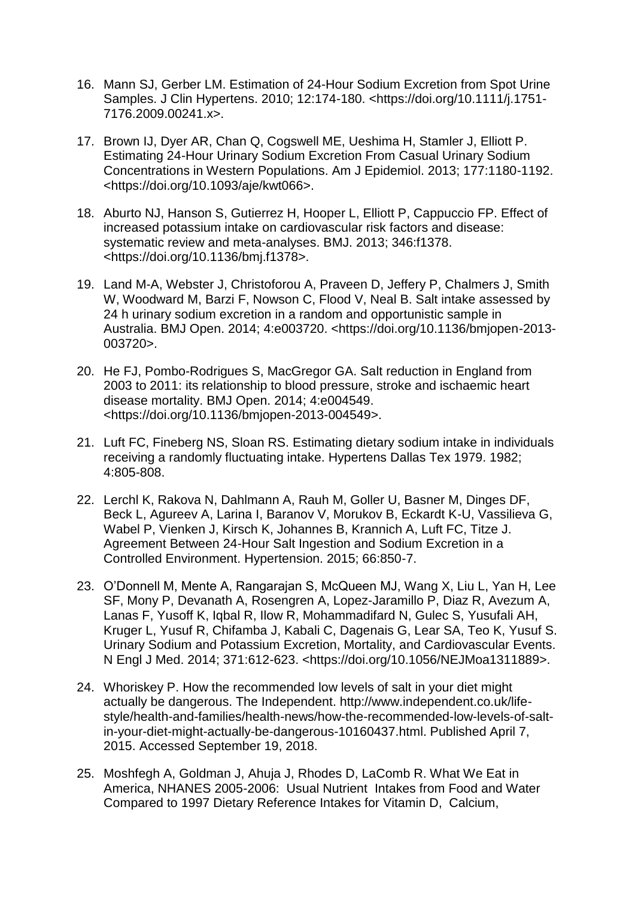16. Mann SJ, Gerber LM. Estimation of 24-Hour Sodium Excretion from Spot Urine Samples. J Clin Hypertens. 2010; 12:174-180. <https://doi.org/10.1111/j.1751-7176.2009.00241.x>.

17. Brown IJ, Dyer AR, Chan Q, Cogswell ME, Ueshima H, Stamler J, Elliott P. Estimating 24-Hour Urinary Sodium Excretion From Casual Urinary Sodium Concentrations in Western Populations. Am J Epidemiol. 2013; 177:1180-1192. <https://doi.org/10.1093/aje/kwt066>.

18. Aburto NJ, Hanson S, Gutierrez H, Hooper L, Elliott P, Cappuccio FP. Effect of increased potassium intake on cardiovascular risk factors and disease: systematic review and meta-analyses. BMJ. 2013; 346:f1378. <https://doi.org/10.1136/bmj.f1378>.

19. Land M-A, Webster J, Christoforou A, Praveen D, Jeffery P, Chalmers J, Smith W, Woodward M, Barzi F, Nowson C, Flood V, Neal B. Salt intake assessed by 24 h urinary sodium excretion in a random and opportunistic sample in Australia. BMJ Open. 2014; 4:e003720. <https://doi.org/10.1136/bmjopen-2013-003720>.

20. He FJ, Pombo-Rodrigues S, MacGregor GA. Salt reduction in England from 2003 to 2011: its relationship to blood pressure, stroke and ischaemic heart disease mortality. BMJ Open. 2014; 4:e004549. <https://doi.org/10.1136/bmjopen-2013-004549>.

21. Luft FC, Fineberg NS, Sloan RS. Estimating dietary sodium intake in individuals receiving a randomly fluctuating intake. Hypertens Dallas Tex 1979. 1982; 4:805-808.

22. Lerchl K, Rakova N, Dahlmann A, Rauh M, Goller U, Basner M, Dinges DF, Beck L, Agureev A, Larina I, Baranov V, Morukov B, Eckardt K-U, Vassilieva G, Wabel P, Vienken J, Kirsch K, Johannes B, Krannich A, Luft FC, Titze J. Agreement Between 24-Hour Salt Ingestion and Sodium Excretion in a Controlled Environment. Hypertension. 2015; 66:850-7.

23. O'Donnell M, Mente A, Rangarajan S, McQueen MJ, Wang X, Liu L, Yan H, Lee SF, Mony P, Devanath A, Rosengren A, Lopez-Jaramillo P, Diaz R, Avezum A, Lanas F, Yusoff K, Iqbal R, Ilow R, Mohammadifard N, Gulec S, Yusufali AH, Kruger L, Yusuf R, Chifamba J, Kabali C, Dagenais G, Lear SA, Teo K, Yusuf S. Urinary Sodium and Potassium Excretion, Mortality, and Cardiovascular Events. N Engl J Med. 2014; 371:612-623. <https://doi.org/10.1056/NEJMoa1311889>.

24. Whoriskey P. How the recommended low levels of salt in your diet might actually be dangerous. The Independent. http://www.independent.co.uk/life-style/health-and-families/health-news/how-the-recommended-low-levels-of-salt-in-your-diet-might-actually-be-dangerous-10160437.html. Published April 7, 2015. Accessed September 19, 2018.

25. Moshfegh A, Goldman J, Ahuja J, Rhodes D, LaComb R. What We Eat in America, NHANES 2005-2006: Usual Nutrient Intakes from Food and Water Compared to 1997 Dietary Reference Intakes for Vitamin D, Calcium,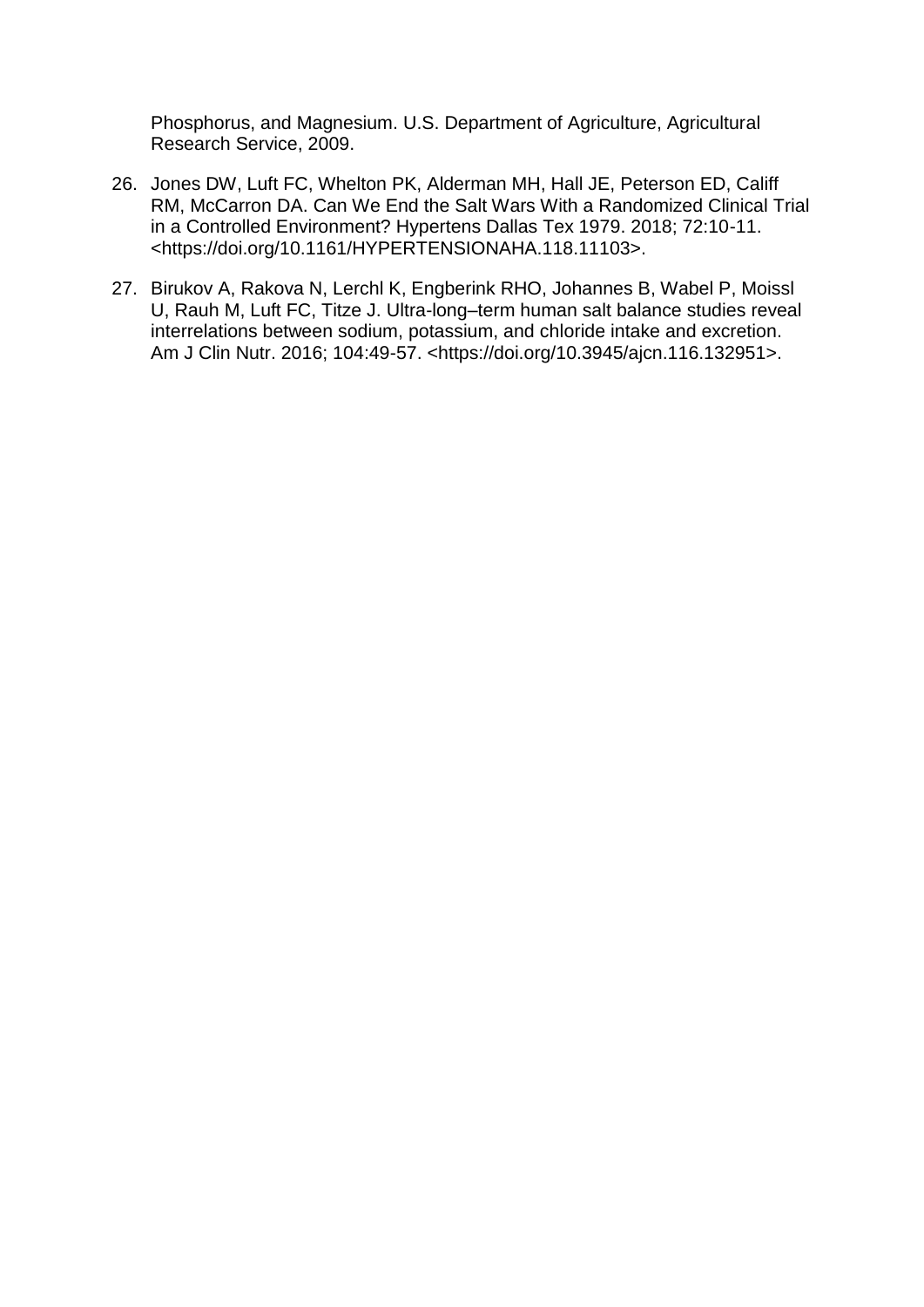Phosphorus, and Magnesium. U.S. Department of Agriculture, Agricultural Research Service, 2009.

26. Jones DW, Luft FC, Whelton PK, Alderman MH, Hall JE, Peterson ED, Califf RM, McCarron DA. Can We End the Salt Wars With a Randomized Clinical Trial in a Controlled Environment? Hypertens Dallas Tex 1979. 2018; 72:10-11. <https://doi.org/10.1161/HYPERTENSIONAHA.118.11103>.

27. Birukov A, Rakova N, Lerchl K, Engberink RHO, Johannes B, Wabel P, Moissl U, Rauh M, Luft FC, Titze J. Ultra-long–term human salt balance studies reveal interrelations between sodium, potassium, and chloride intake and excretion. Am J Clin Nutr. 2016; 104:49-57. <https://doi.org/10.3945/ajcn.116.132951>.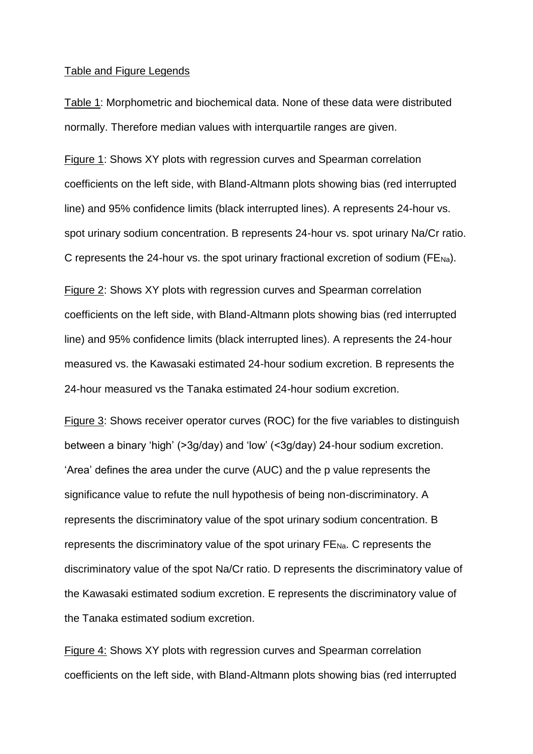Table and Figure Legends

Table 1: Morphometric and biochemical data. None of these data were distributed normally. Therefore median values with interquartile ranges are given.

Figure 1: Shows XY plots with regression curves and Spearman correlation coefficients on the left side, with Bland-Altmann plots showing bias (red interrupted line) and 95% confidence limits (black interrupted lines). A represents 24-hour vs. spot urinary sodium concentration. B represents 24-hour vs. spot urinary Na/Cr ratio. C represents the 24-hour vs. the spot urinary fractional excretion of sodium ($FE_{Na}$).

Figure 2: Shows XY plots with regression curves and Spearman correlation coefficients on the left side, with Bland-Altmann plots showing bias (red interrupted line) and 95% confidence limits (black interrupted lines). A represents the 24-hour measured vs. the Kawasaki estimated 24-hour sodium excretion. B represents the 24-hour measured vs the Tanaka estimated 24-hour sodium excretion.

Figure 3: Shows receiver operator curves (ROC) for the five variables to distinguish between a binary 'high' (>3g/day) and 'low' (<3g/day) 24-hour sodium excretion. 'Area' defines the area under the curve (AUC) and the p value represents the significance value to refute the null hypothesis of being non-discriminatory. A represents the discriminatory value of the spot urinary sodium concentration. B represents the discriminatory value of the spot urinary $FE_{Na}$. C represents the discriminatory value of the spot Na/Cr ratio. D represents the discriminatory value of the Kawasaki estimated sodium excretion. E represents the discriminatory value of the Tanaka estimated sodium excretion.

Figure 4: Shows XY plots with regression curves and Spearman correlation coefficients on the left side, with Bland-Altmann plots showing bias (red interrupted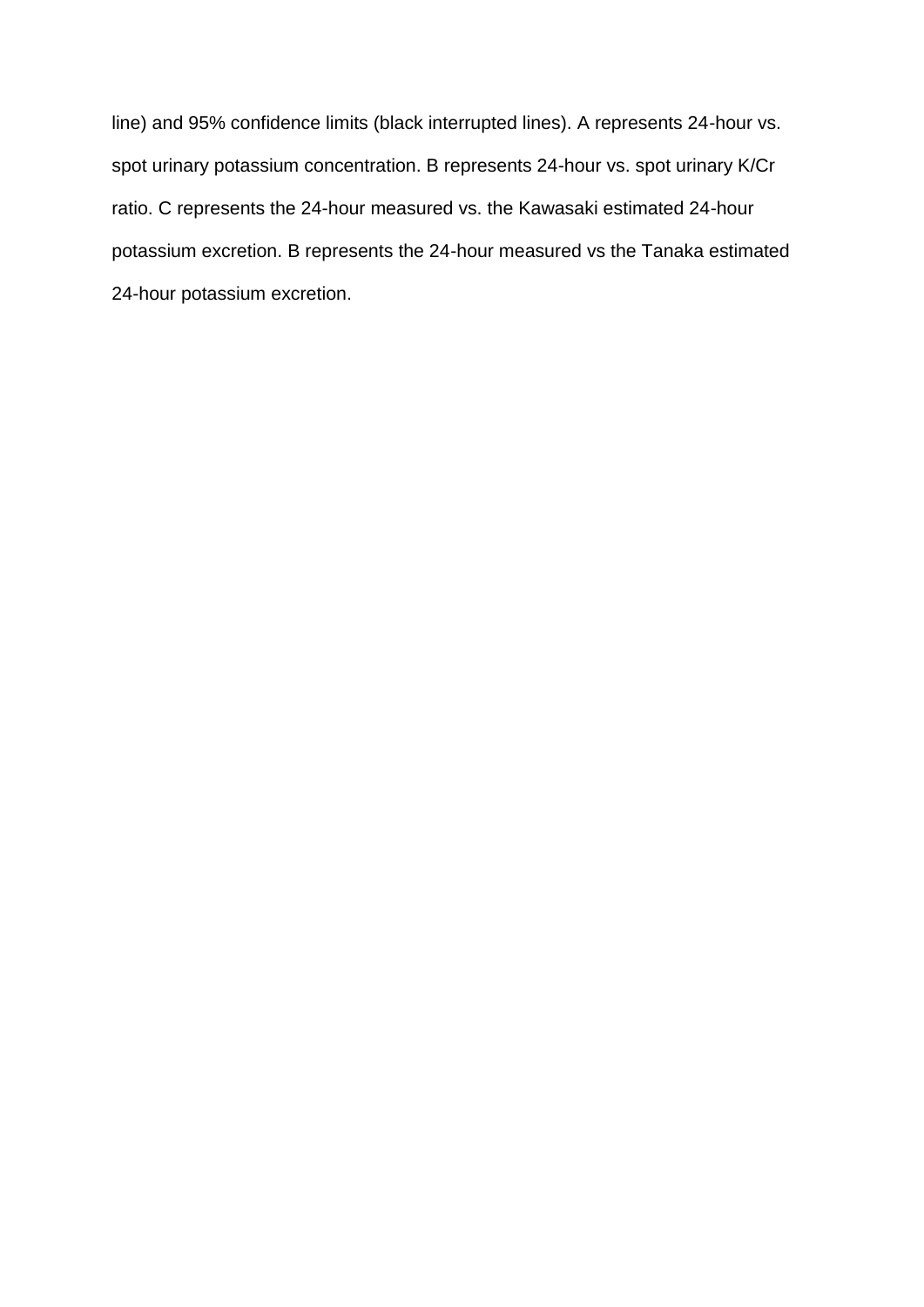line) and 95% confidence limits (black interrupted lines). A represents 24-hour vs. spot urinary potassium concentration. B represents 24-hour vs. spot urinary K/Cr ratio. C represents the 24-hour measured vs. the Kawasaki estimated 24-hour potassium excretion. B represents the 24-hour measured vs the Tanaka estimated 24-hour potassium excretion.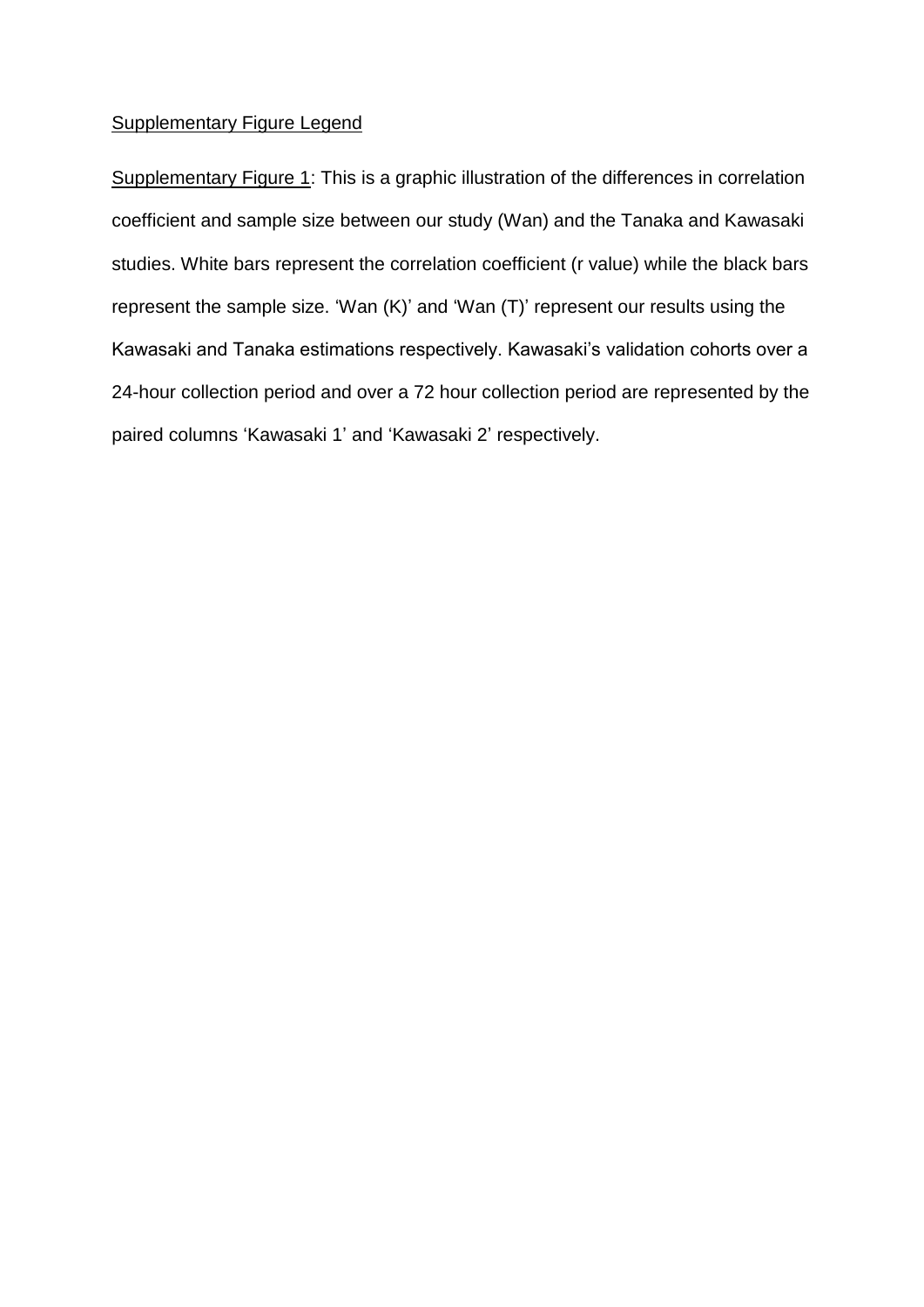## Supplementary Figure Legend

Supplementary Figure 1: This is a graphic illustration of the differences in correlation coefficient and sample size between our study (Wan) and the Tanaka and Kawasaki studies. White bars represent the correlation coefficient (r value) while the black bars represent the sample size. 'Wan (K)' and 'Wan (T)' represent our results using the Kawasaki and Tanaka estimations respectively. Kawasaki's validation cohorts over a 24-hour collection period and over a 72 hour collection period are represented by the paired columns 'Kawasaki 1' and 'Kawasaki 2' respectively.